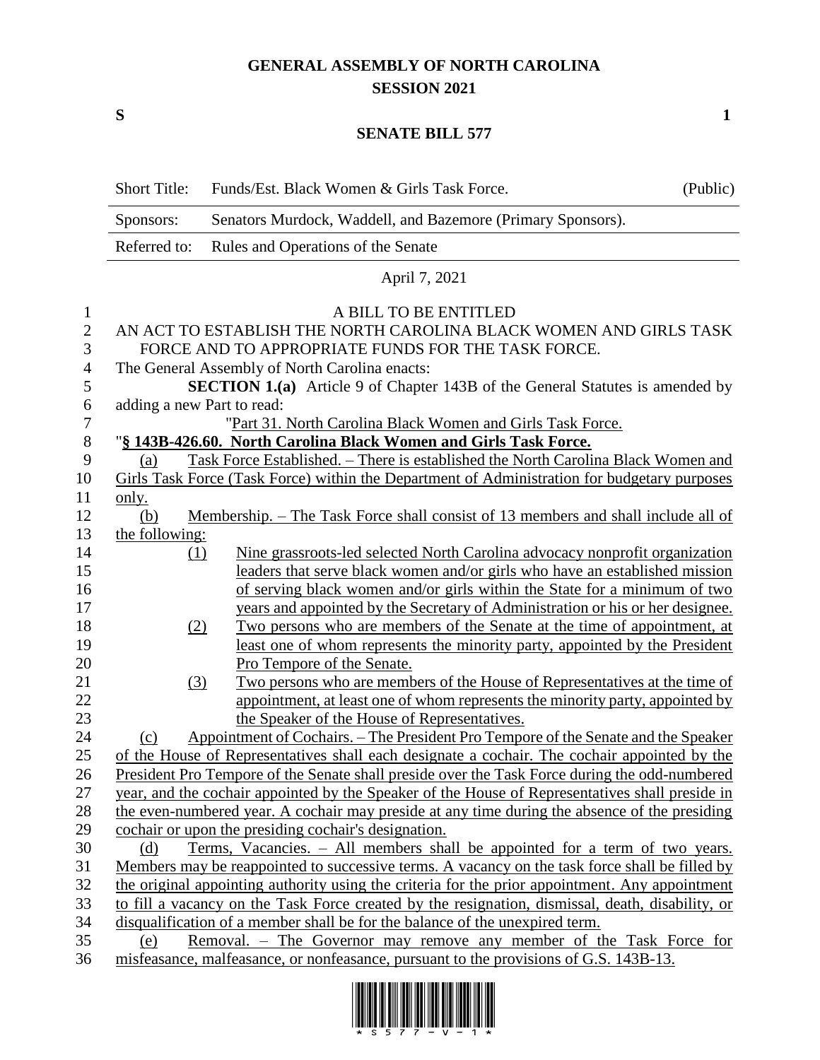# GENERAL ASSEMBLY OF NORTH CAROLINA
## SESSION 2021

**S** **1**

## SENATE BILL 577

| | | |
|---|---|---|
| Short Title: | Funds/Est. Black Women & Girls Task Force. | (Public) |
| Sponsors: | Senators Murdock, Waddell, and Bazemore (Primary Sponsors). | |
| Referred to: | Rules and Operations of the Senate | |

April 7, 2021

A BILL TO BE ENTITLED

AN ACT TO ESTABLISH THE NORTH CAROLINA BLACK WOMEN AND GIRLS TASK FORCE AND TO APPROPRIATE FUNDS FOR THE TASK FORCE.

The General Assembly of North Carolina enacts:

**SECTION 1.(a)** Article 9 of Chapter 143B of the General Statutes is amended by adding a new Part to read:

"Part 31. North Carolina Black Women and Girls Task Force.

"**§ 143B-426.60. North Carolina Black Women and Girls Task Force.**

(a) Task Force Established. – There is established the North Carolina Black Women and Girls Task Force (Task Force) within the Department of Administration for budgetary purposes only.

(b) Membership. – The Task Force shall consist of 13 members and shall include all of the following:

(1) Nine grassroots-led selected North Carolina advocacy nonprofit organization leaders that serve black women and/or girls who have an established mission of serving black women and/or girls within the State for a minimum of two years and appointed by the Secretary of Administration or his or her designee.

(2) Two persons who are members of the Senate at the time of appointment, at least one of whom represents the minority party, appointed by the President Pro Tempore of the Senate.

(3) Two persons who are members of the House of Representatives at the time of appointment, at least one of whom represents the minority party, appointed by the Speaker of the House of Representatives.

(c) Appointment of Cochairs. – The President Pro Tempore of the Senate and the Speaker of the House of Representatives shall each designate a cochair. The cochair appointed by the President Pro Tempore of the Senate shall preside over the Task Force during the odd-numbered year, and the cochair appointed by the Speaker of the House of Representatives shall preside in the even-numbered year. A cochair may preside at any time during the absence of the presiding cochair or upon the presiding cochair's designation.

(d) Terms, Vacancies. – All members shall be appointed for a term of two years. Members may be reappointed to successive terms. A vacancy on the task force shall be filled by the original appointing authority using the criteria for the prior appointment. Any appointment to fill a vacancy on the Task Force created by the resignation, dismissal, death, disability, or disqualification of a member shall be for the balance of the unexpired term.

(e) Removal. – The Governor may remove any member of the Task Force for misfeasance, malfeasance, or nonfeasance, pursuant to the provisions of G.S. 143B-13.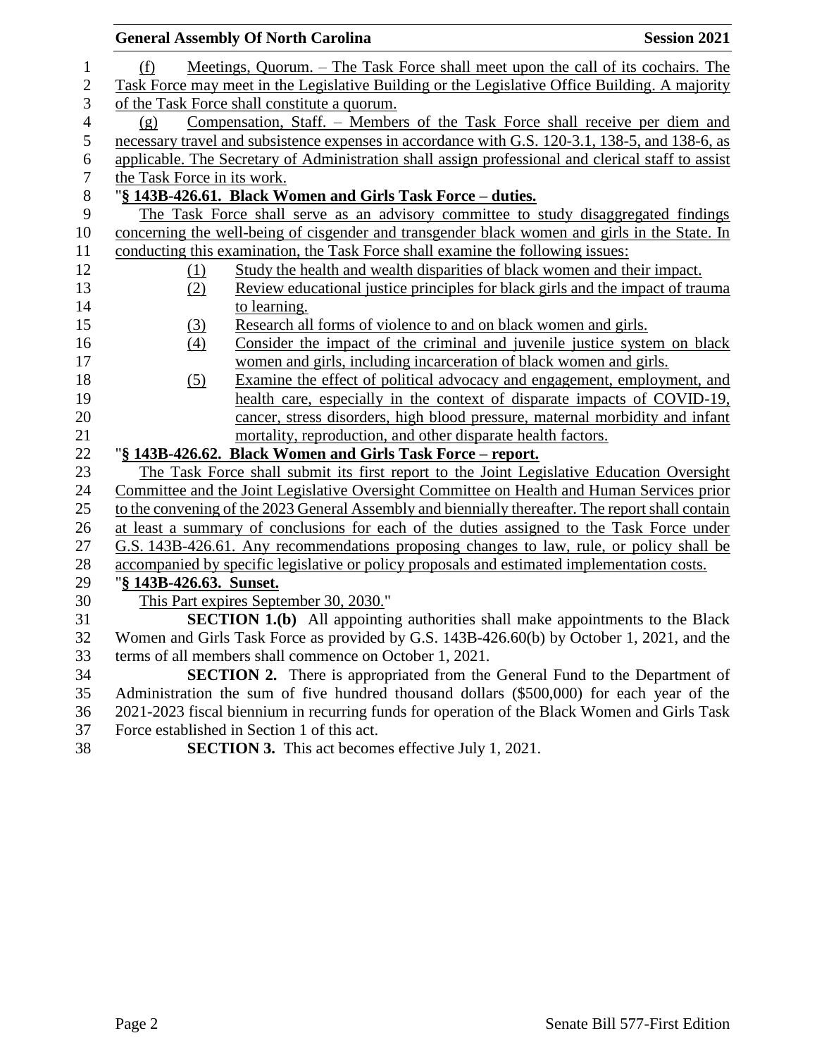(f) Meetings, Quorum. – The Task Force shall meet upon the call of its cochairs. The Task Force may meet in the Legislative Building or the Legislative Office Building. A majority of the Task Force shall constitute a quorum.

(g) Compensation, Staff. – Members of the Task Force shall receive per diem and necessary travel and subsistence expenses in accordance with G.S. 120-3.1, 138-5, and 138-6, as applicable. The Secretary of Administration shall assign professional and clerical staff to assist the Task Force in its work.

"**§ 143B-426.61. Black Women and Girls Task Force – duties.**

The Task Force shall serve as an advisory committee to study disaggregated findings concerning the well-being of cisgender and transgender black women and girls in the State. In conducting this examination, the Task Force shall examine the following issues:

(1) Study the health and wealth disparities of black women and their impact.

(2) Review educational justice principles for black girls and the impact of trauma to learning.

(3) Research all forms of violence to and on black women and girls.

(4) Consider the impact of the criminal and juvenile justice system on black women and girls, including incarceration of black women and girls.

(5) Examine the effect of political advocacy and engagement, employment, and health care, especially in the context of disparate impacts of COVID-19, cancer, stress disorders, high blood pressure, maternal morbidity and infant mortality, reproduction, and other disparate health factors.

"**§ 143B-426.62. Black Women and Girls Task Force – report.**

The Task Force shall submit its first report to the Joint Legislative Education Oversight Committee and the Joint Legislative Oversight Committee on Health and Human Services prior to the convening of the 2023 General Assembly and biennially thereafter. The report shall contain at least a summary of conclusions for each of the duties assigned to the Task Force under G.S. 143B-426.61. Any recommendations proposing changes to law, rule, or policy shall be accompanied by specific legislative or policy proposals and estimated implementation costs.

"**§ 143B-426.63. Sunset.**

This Part expires September 30, 2030."

**SECTION 1.(b)** All appointing authorities shall make appointments to the Black Women and Girls Task Force as provided by G.S. 143B-426.60(b) by October 1, 2021, and the terms of all members shall commence on October 1, 2021.

**SECTION 2.** There is appropriated from the General Fund to the Department of Administration the sum of five hundred thousand dollars ($500,000) for each year of the 2021-2023 fiscal biennium in recurring funds for operation of the Black Women and Girls Task Force established in Section 1 of this act.

**SECTION 3.** This act becomes effective July 1, 2021.